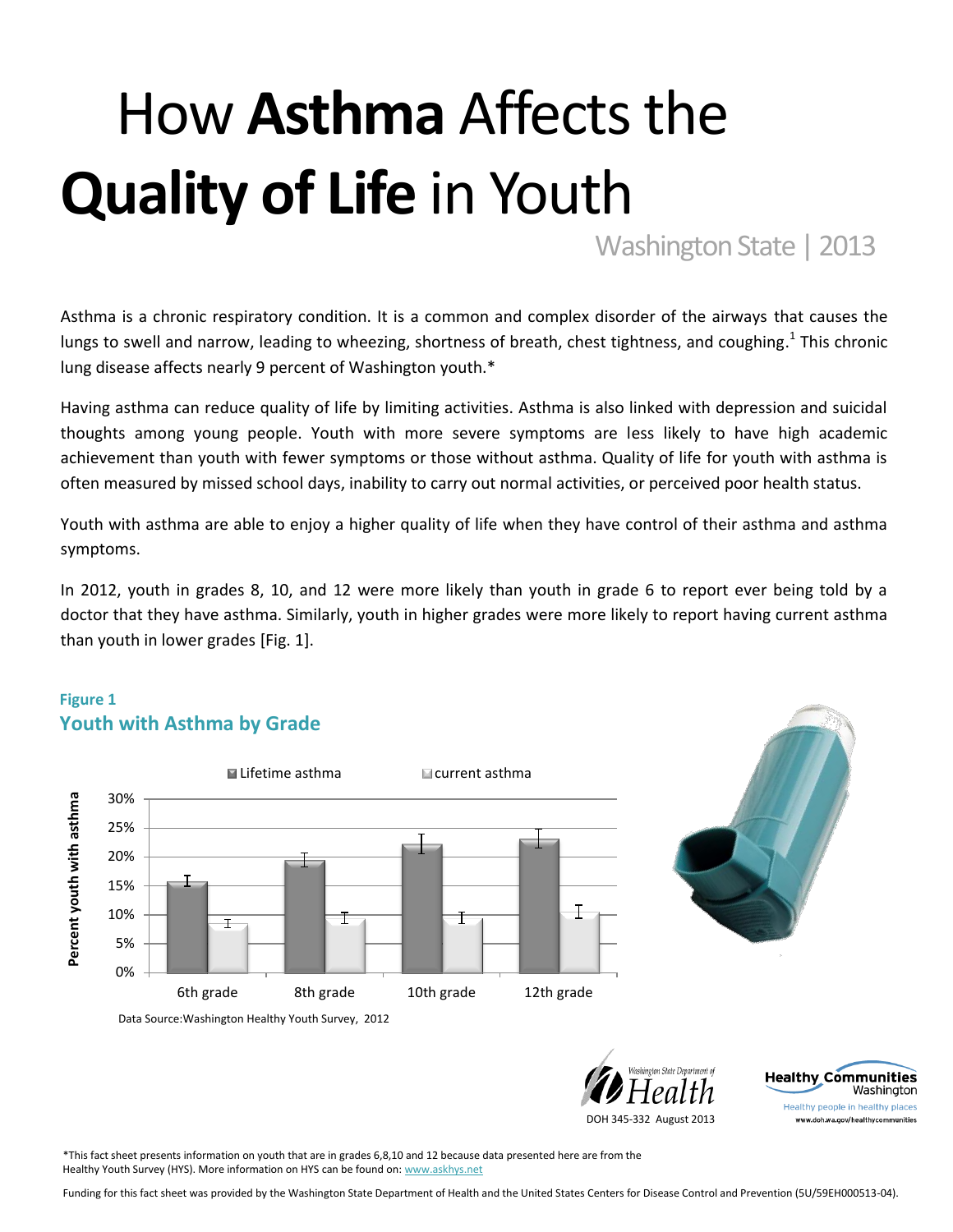# How **Asthma** Affects the **Quality of Life** in Youth

Washington State | 2013

Asthma is a chronic respiratory condition. It is a common and complex disorder of the airways that causes the lungs to swell and narrow, leading to wheezing, shortness of breath, chest tightness, and coughing.[1] This chronic lung disease affects nearly 9 percent of Washington youth.*

Having asthma can reduce quality of life by limiting activities. Asthma is also linked with depression and suicidal thoughts among young people. Youth with more severe symptoms are less likely to have high academic achievement than youth with fewer symptoms or those without asthma. Quality of life for youth with asthma is often measured by missed school days, inability to carry out normal activities, or perceived poor health status.

Youth with asthma are able to enjoy a higher quality of life when they have control of their asthma and asthma symptoms.

In 2012, youth in grades 8, 10, and 12 were more likely than youth in grade 6 to report ever being told by a doctor that they have asthma. Similarly, youth in higher grades were more likely to report having current asthma than youth in lower grades [Fig. 1].

**Figure 1**

**Youth with Asthma by Grade**

Lifetime asthma | current asthma

Percent youth with asthma: 0%, 5%, 10%, 15%, 20%, 25%, 30%

6th grade | 8th grade | 10th grade | 12th grade

Data Source: Washington Healthy Youth Survey, 2012

DOH 345-332 August 2013

*This fact sheet presents information on youth that are in grades 6,8,10 and 12 because data presented here are from the Healthy Youth Survey (HYS). More information on HYS can be found on: www.askhys.net

Funding for this fact sheet was provided by the Washington State Department of Health and the United States Centers for Disease Control and Prevention (5U/59EH000513-04).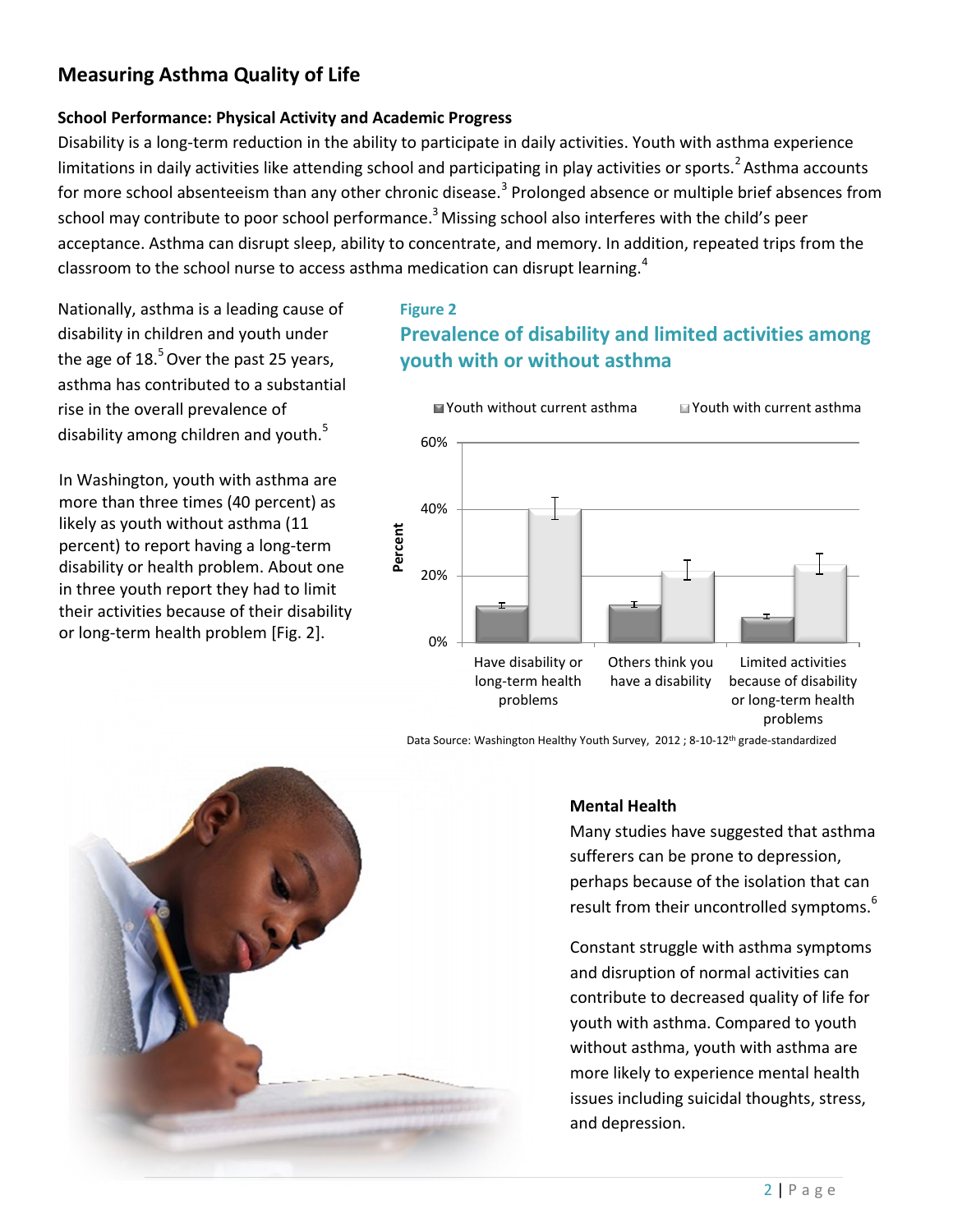## Measuring Asthma Quality of Life

### School Performance: Physical Activity and Academic Progress

Disability is a long-term reduction in the ability to participate in daily activities. Youth with asthma experience limitations in daily activities like attending school and participating in play activities or sports.[2] Asthma accounts for more school absenteeism than any other chronic disease.[3] Prolonged absence or multiple brief absences from school may contribute to poor school performance.[3] Missing school also interferes with the child's peer acceptance. Asthma can disrupt sleep, ability to concentrate, and memory. In addition, repeated trips from the classroom to the school nurse to access asthma medication can disrupt learning.[4]

Nationally, asthma is a leading cause of disability in children and youth under the age of 18.[5] Over the past 25 years, asthma has contributed to a substantial rise in the overall prevalence of disability among children and youth.[5]

In Washington, youth with asthma are more than three times (40 percent) as likely as youth without asthma (11 percent) to report having a long-term disability or health problem. About one in three youth report they had to limit their activities because of their disability or long-term health problem [Fig. 2].

**Figure 2**

**Prevalence of disability and limited activities among youth with or without asthma**

| | Youth without current asthma | Youth with current asthma |
|---|---|---|
| Have disability or long-term health problems | ~11% | ~40% |
| Others think you have a disability | ~11% | ~21% |
| Limited activities because of disability or long-term health problems | ~7% | ~23% |

Data Source: Washington Healthy Youth Survey, 2012 ; 8-10-12th grade-standardized

### Mental Health

Many studies have suggested that asthma sufferers can be prone to depression, perhaps because of the isolation that can result from their uncontrolled symptoms.[6]

Constant struggle with asthma symptoms and disruption of normal activities can contribute to decreased quality of life for youth with asthma. Compared to youth without asthma, youth with asthma are more likely to experience mental health issues including suicidal thoughts, stress, and depression.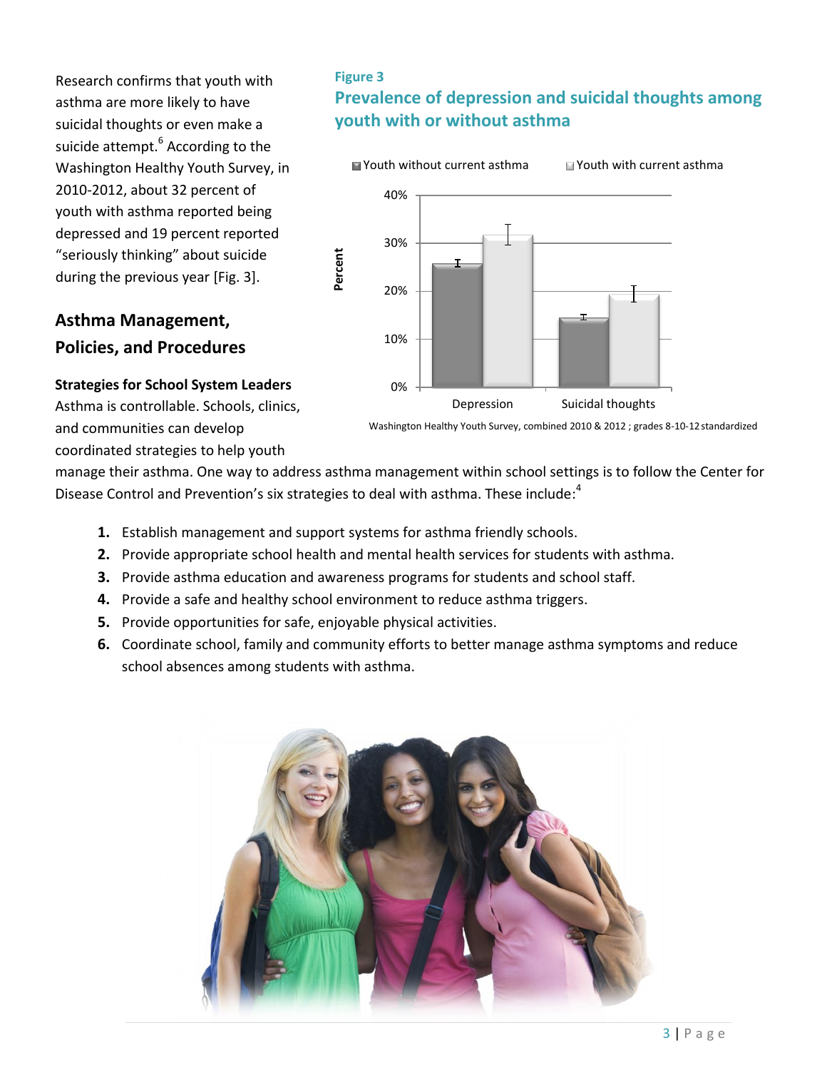Research confirms that youth with asthma are more likely to have suicidal thoughts or even make a suicide attempt.[6] According to the Washington Healthy Youth Survey, in 2010-2012, about 32 percent of youth with asthma reported being depressed and 19 percent reported "seriously thinking" about suicide during the previous year [Fig. 3].

**Figure 3**

**Prevalence of depression and suicidal thoughts among youth with or without asthma**

Washington Healthy Youth Survey, combined 2010 & 2012 ; grades 8-10-12 standardized

## Asthma Management, Policies, and Procedures

### Strategies for School System Leaders

Asthma is controllable. Schools, clinics, and communities can develop coordinated strategies to help youth manage their asthma. One way to address asthma management within school settings is to follow the Center for Disease Control and Prevention's six strategies to deal with asthma. These include:[4]

1. Establish management and support systems for asthma friendly schools.
2. Provide appropriate school health and mental health services for students with asthma.
3. Provide asthma education and awareness programs for students and school staff.
4. Provide a safe and healthy school environment to reduce asthma triggers.
5. Provide opportunities for safe, enjoyable physical activities.
6. Coordinate school, family and community efforts to better manage asthma symptoms and reduce school absences among students with asthma.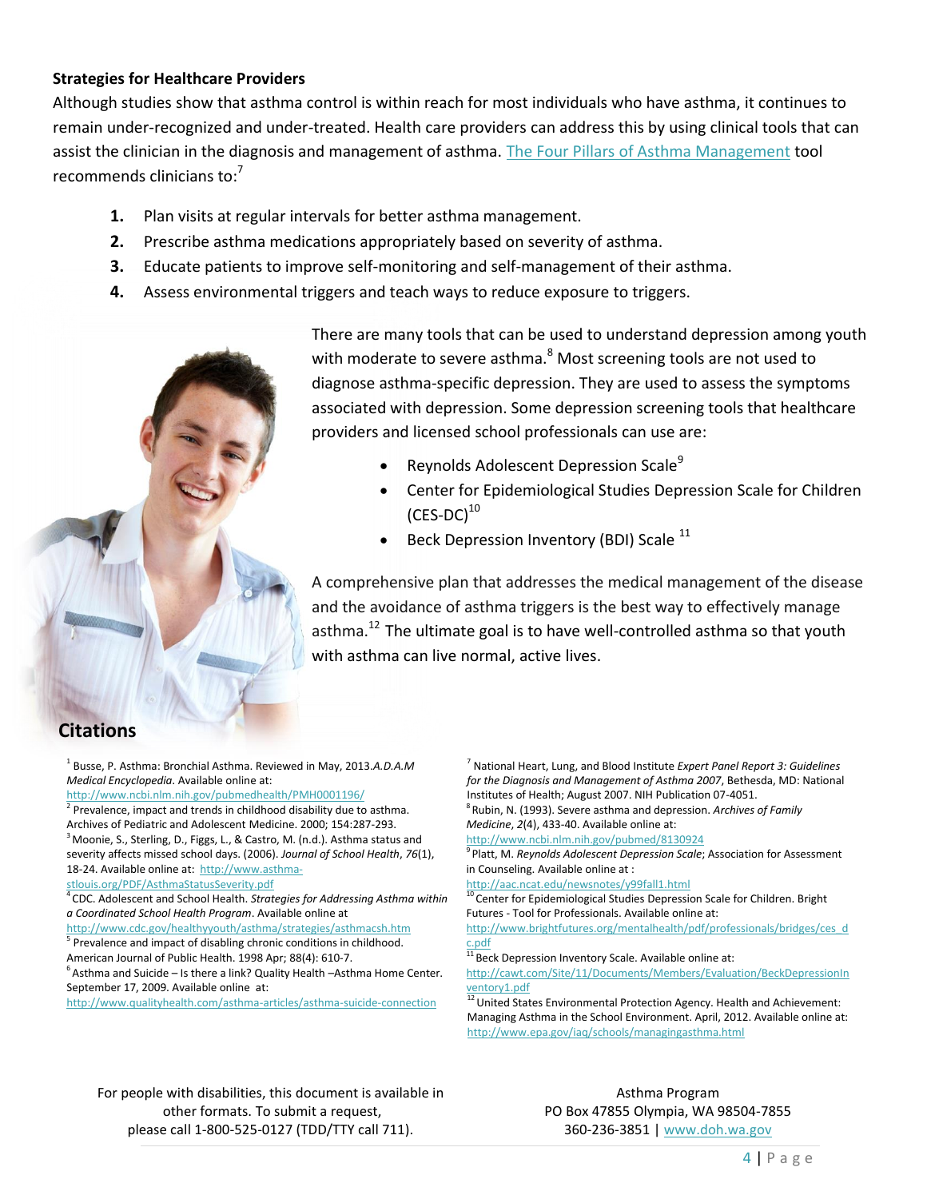**Strategies for Healthcare Providers**

Although studies show that asthma control is within reach for most individuals who have asthma, it continues to remain under-recognized and under-treated. Health care providers can address this by using clinical tools that can assist the clinician in the diagnosis and management of asthma. The Four Pillars of Asthma Management tool recommends clinicians to:[7]

1. Plan visits at regular intervals for better asthma management.
2. Prescribe asthma medications appropriately based on severity of asthma.
3. Educate patients to improve self-monitoring and self-management of their asthma.
4. Assess environmental triggers and teach ways to reduce exposure to triggers.

There are many tools that can be used to understand depression among youth with moderate to severe asthma.[8] Most screening tools are not used to diagnose asthma-specific depression. They are used to assess the symptoms associated with depression. Some depression screening tools that healthcare providers and licensed school professionals can use are:

- Reynolds Adolescent Depression Scale[9]
- Center for Epidemiological Studies Depression Scale for Children (CES-DC)[10]
- Beck Depression Inventory (BDI) Scale [11]

A comprehensive plan that addresses the medical management of the disease and the avoidance of asthma triggers is the best way to effectively manage asthma.[12] The ultimate goal is to have well-controlled asthma so that youth with asthma can live normal, active lives.

## Citations

[1] Busse, P. Asthma: Bronchial Asthma. Reviewed in May, 2013.*A.D.A.M Medical Encyclopedia*. Available online at: http://www.ncbi.nlm.nih.gov/pubmedhealth/PMH0001196/

[2] Prevalence, impact and trends in childhood disability due to asthma. Archives of Pediatric and Adolescent Medicine. 2000; 154:287-293.

[3] Moonie, S., Sterling, D., Figgs, L., & Castro, M. (n.d.). Asthma status and severity affects missed school days. (2006). *Journal of School Health*, *76*(1), 18-24. Available online at: http://www.asthma-stlouis.org/PDF/AsthmaStatusSeverity.pdf

[4] CDC. Adolescent and School Health. *Strategies for Addressing Asthma within a Coordinated School Health Program*. Available online at http://www.cdc.gov/healthyyouth/asthma/strategies/asthmacsh.htm

[5] Prevalence and impact of disabling chronic conditions in childhood. American Journal of Public Health. 1998 Apr; 88(4): 610-7.

[6] Asthma and Suicide – Is there a link? Quality Health –Asthma Home Center. September 17, 2009. Available online at: http://www.qualityhealth.com/asthma-articles/asthma-suicide-connection

[7] National Heart, Lung, and Blood Institute *Expert Panel Report 3: Guidelines for the Diagnosis and Management of Asthma 2007*, Bethesda, MD: National Institutes of Health; August 2007. NIH Publication 07-4051.

[8] Rubin, N. (1993). Severe asthma and depression. *Archives of Family Medicine*, *2*(4), 433-40. Available online at: http://www.ncbi.nlm.nih.gov/pubmed/8130924

[9] Platt, M. *Reynolds Adolescent Depression Scale*; Association for Assessment in Counseling. Available online at : http://aac.ncat.edu/newsnotes/y99fall1.html

[10] Center for Epidemiological Studies Depression Scale for Children. Bright Futures - Tool for Professionals. Available online at: http://www.brightfutures.org/mentalhealth/pdf/professionals/bridges/ces_dc.pdf

[11] Beck Depression Inventory Scale. Available online at: http://cawt.com/Site/11/Documents/Members/Evaluation/BeckDepressionInventory1.pdf

[12] United States Environmental Protection Agency. Health and Achievement: Managing Asthma in the School Environment. April, 2012. Available online at: http://www.epa.gov/iaq/schools/managingasthma.html

For people with disabilities, this document is available in other formats. To submit a request, please call 1-800-525-0127 (TDD/TTY call 711).

Asthma Program
PO Box 47855 Olympia, WA 98504-7855
360-236-3851 | www.doh.wa.gov